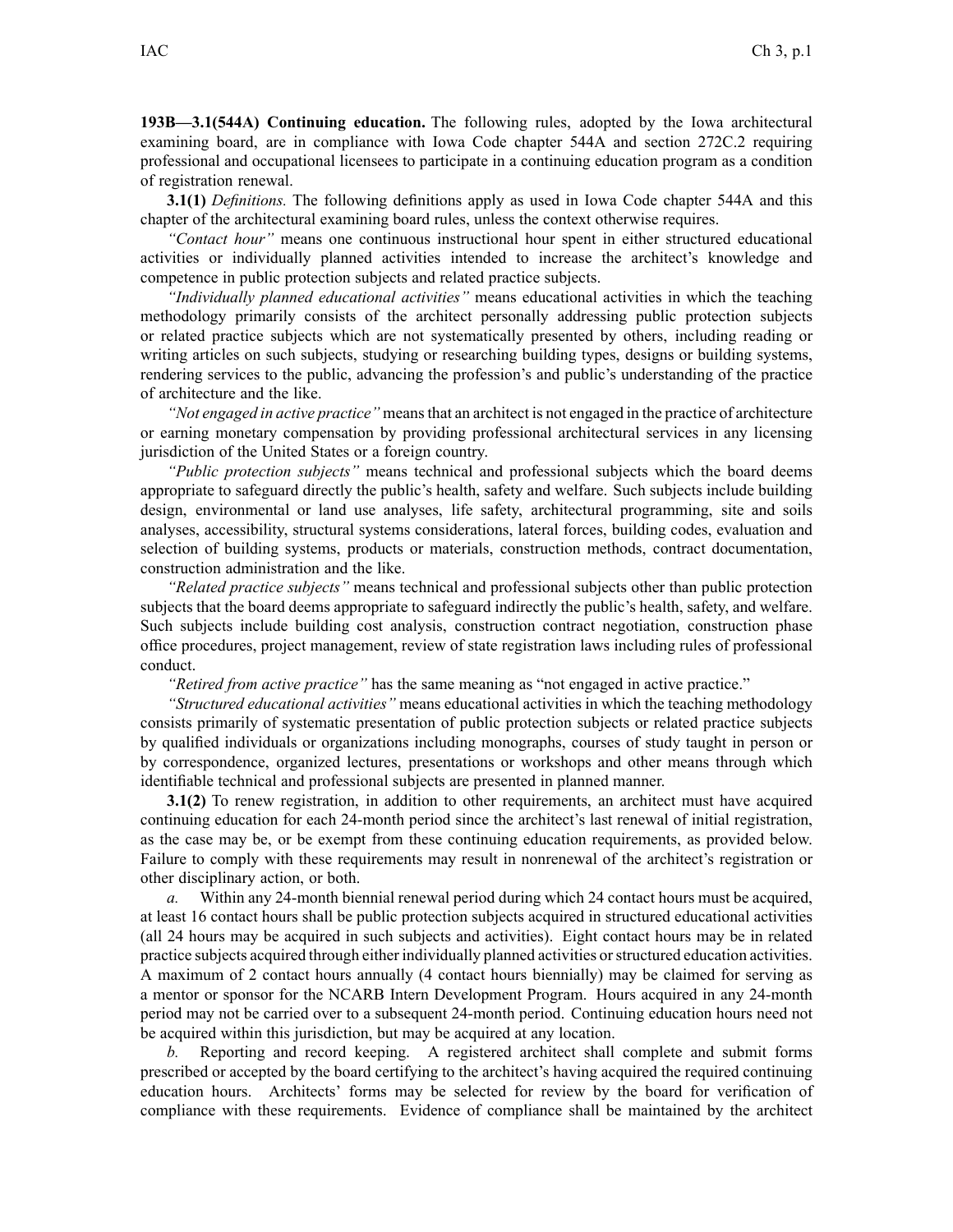**193B—3.1(544A) Continuing education.** The following rules, adopted by the Iowa architectural examining board, are in compliance with Iowa Code chapter 544A and section 272C.2 requiring professional and occupational licensees to participate in a continuing education program as a condition of registration renewal.

**3.1(1)** *Definitions.* The following definitions apply as used in Iowa Code chapter 544A and this chapter of the architectural examining board rules, unless the context otherwise requires.

*"Contact hour"* means one continuous instructional hour spent in either structured educational activities or individually planned activities intended to increase the architect's knowledge and competence in public protection subjects and related practice subjects.

*"Individually planned educational activities"* means educational activities in which the teaching methodology primarily consists of the architect personally addressing public protection subjects or related practice subjects which are not systematically presented by others, including reading or writing articles on such subjects, studying or researching building types, designs or building systems, rendering services to the public, advancing the profession's and public's understanding of the practice of architecture and the like.

*"Not engaged in active practice"* means that an architect is not engaged in the practice of architecture or earning monetary compensation by providing professional architectural services in any licensing jurisdiction of the United States or a foreign country.

*"Public protection subjects"* means technical and professional subjects which the board deems appropriate to safeguard directly the public's health, safety and welfare. Such subjects include building design, environmental or land use analyses, life safety, architectural programming, site and soils analyses, accessibility, structural systems considerations, lateral forces, building codes, evaluation and selection of building systems, products or materials, construction methods, contract documentation, construction administration and the like.

*"Related practice subjects"* means technical and professional subjects other than public protection subjects that the board deems appropriate to safeguard indirectly the public's health, safety, and welfare. Such subjects include building cost analysis, construction contract negotiation, construction phase office procedures, project management, review of state registration laws including rules of professional conduct.

*"Retired from active practice"* has the same meaning as "not engaged in active practice."

*"Structured educational activities"* means educational activities in which the teaching methodology consists primarily of systematic presentation of public protection subjects or related practice subjects by qualified individuals or organizations including monographs, courses of study taught in person or by correspondence, organized lectures, presentations or workshops and other means through which identifiable technical and professional subjects are presented in planned manner.

**3.1(2)** To renew registration, in addition to other requirements, an architect must have acquired continuing education for each 24-month period since the architect's last renewal of initial registration, as the case may be, or be exempt from these continuing education requirements, as provided below. Failure to comply with these requirements may result in nonrenewal of the architect's registration or other disciplinary action, or both.

*a.* Within any 24-month biennial renewal period during which 24 contact hours must be acquired, at least 16 contact hours shall be public protection subjects acquired in structured educational activities (all 24 hours may be acquired in such subjects and activities). Eight contact hours may be in related practice subjects acquired through either individually planned activities or structured education activities. A maximum of 2 contact hours annually (4 contact hours biennially) may be claimed for serving as a mentor or sponsor for the NCARB Intern Development Program. Hours acquired in any 24-month period may not be carried over to a subsequent 24-month period. Continuing education hours need not be acquired within this jurisdiction, but may be acquired at any location.

*b.* Reporting and record keeping. A registered architect shall complete and submit forms prescribed or accepted by the board certifying to the architect's having acquired the required continuing education hours. Architects' forms may be selected for review by the board for verification of compliance with these requirements. Evidence of compliance shall be maintained by the architect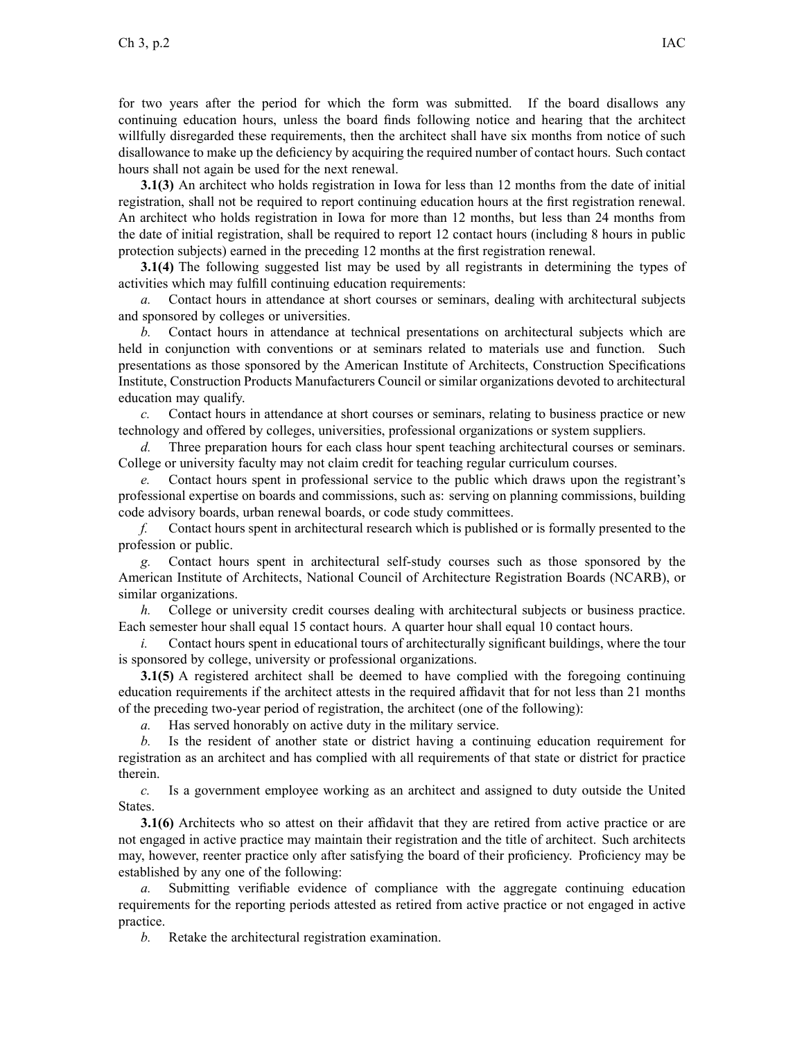for two years after the period for which the form was submitted. If the board disallows any continuing education hours, unless the board finds following notice and hearing that the architect willfully disregarded these requirements, then the architect shall have six months from notice of such disallowance to make up the deficiency by acquiring the required number of contact hours. Such contact hours shall not again be used for the next renewal.

**3.1(3)** An architect who holds registration in Iowa for less than 12 months from the date of initial registration, shall not be required to report continuing education hours at the first registration renewal. An architect who holds registration in Iowa for more than 12 months, but less than 24 months from the date of initial registration, shall be required to report 12 contact hours (including 8 hours in public protection subjects) earned in the preceding 12 months at the first registration renewal.

**3.1(4)** The following suggested list may be used by all registrants in determining the types of activities which may fulfill continuing education requirements:

*a.* Contact hours in attendance at short courses or seminars, dealing with architectural subjects and sponsored by colleges or universities.

*b.* Contact hours in attendance at technical presentations on architectural subjects which are held in conjunction with conventions or at seminars related to materials use and function. Such presentations as those sponsored by the American Institute of Architects, Construction Specifications Institute, Construction Products Manufacturers Council or similar organizations devoted to architectural education may qualify.

*c.* Contact hours in attendance at short courses or seminars, relating to business practice or new technology and offered by colleges, universities, professional organizations or system suppliers.

*d.* Three preparation hours for each class hour spent teaching architectural courses or seminars. College or university faculty may not claim credit for teaching regular curriculum courses.

*e.* Contact hours spent in professional service to the public which draws upon the registrant's professional expertise on boards and commissions, such as: serving on planning commissions, building code advisory boards, urban renewal boards, or code study committees.

*f.* Contact hours spent in architectural research which is published or is formally presented to the profession or public.

*g.* Contact hours spent in architectural self-study courses such as those sponsored by the American Institute of Architects, National Council of Architecture Registration Boards (NCARB), or similar organizations.

*h.* College or university credit courses dealing with architectural subjects or business practice. Each semester hour shall equal 15 contact hours. A quarter hour shall equal 10 contact hours.

*i.* Contact hours spent in educational tours of architecturally significant buildings, where the tour is sponsored by college, university or professional organizations.

**3.1(5)** A registered architect shall be deemed to have complied with the foregoing continuing education requirements if the architect attests in the required affidavit that for not less than 21 months of the preceding two-year period of registration, the architect (one of the following):

*a.* Has served honorably on active duty in the military service.

*b.* Is the resident of another state or district having a continuing education requirement for registration as an architect and has complied with all requirements of that state or district for practice therein.

*c.* Is a government employee working as an architect and assigned to duty outside the United States.

**3.1(6)** Architects who so attest on their affidavit that they are retired from active practice or are not engaged in active practice may maintain their registration and the title of architect. Such architects may, however, reenter practice only after satisfying the board of their proficiency. Proficiency may be established by any one of the following:

*a.* Submitting verifiable evidence of compliance with the aggregate continuing education requirements for the reporting periods attested as retired from active practice or not engaged in active practice.

*b.* Retake the architectural registration examination.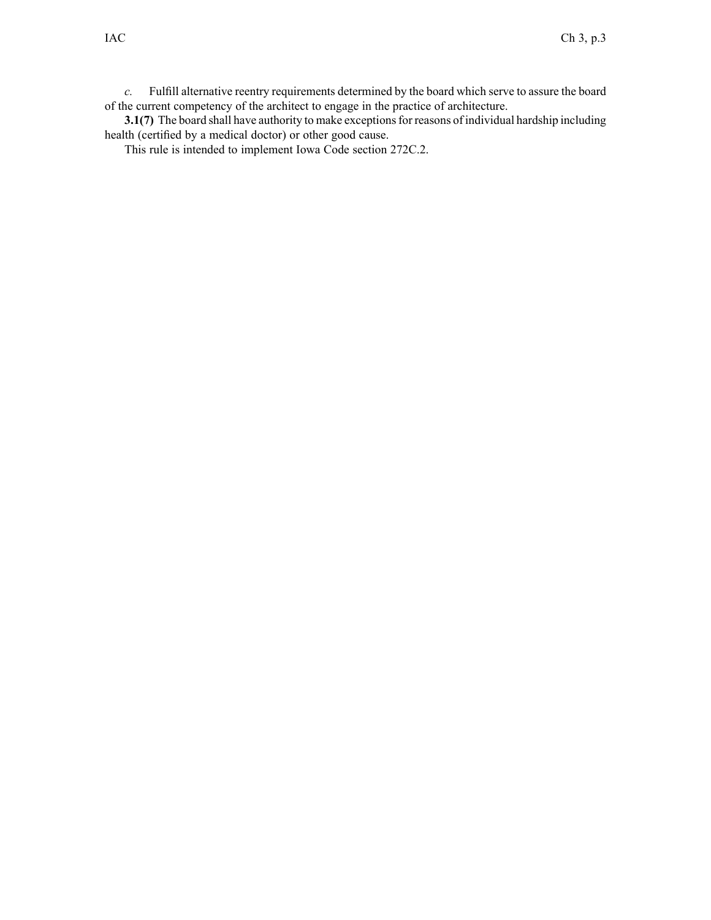*c.* Fulfill alternative reentry requirements determined by the board which serve to assure the board of the current competency of the architect to engage in the practice of architecture.

**3.1(7)** The board shall have authority to make exceptions for reasons of individual hardship including health (certified by a medical doctor) or other good cause.

This rule is intended to implement Iowa Code section 272C.2.